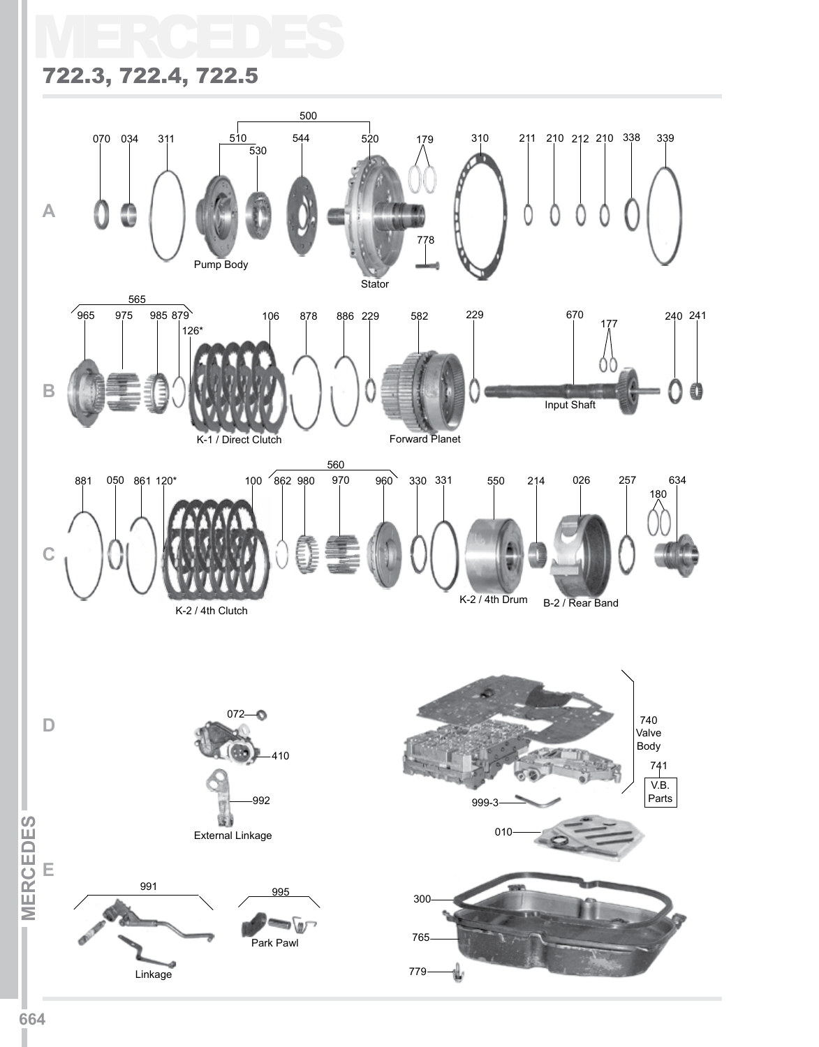# MERCEDES

## 722.3, 722.4, 722.5

**A**

070 034 311 500 510 530 544 520 179 310 211 210 212 210 338 339 778

Pump Body

Stator

**B**

565 965 975 985 879 126* 106 878 886 229 582 229 670 177 240 241

K-1 / Direct Clutch

Forward Planet

Input Shaft

**C**

881 050 861 120* 100 560 862 980 970 960 330 331 550 214 026 257 634 180

K-2 / 4th Clutch

K-2 / 4th Drum

B-2 / Rear Band

**D**

072 410 992

External Linkage

740 Valve Body

741 V.B. Parts

999-3

010

**E**

991

Linkage

995

Park Pawl

300 765 779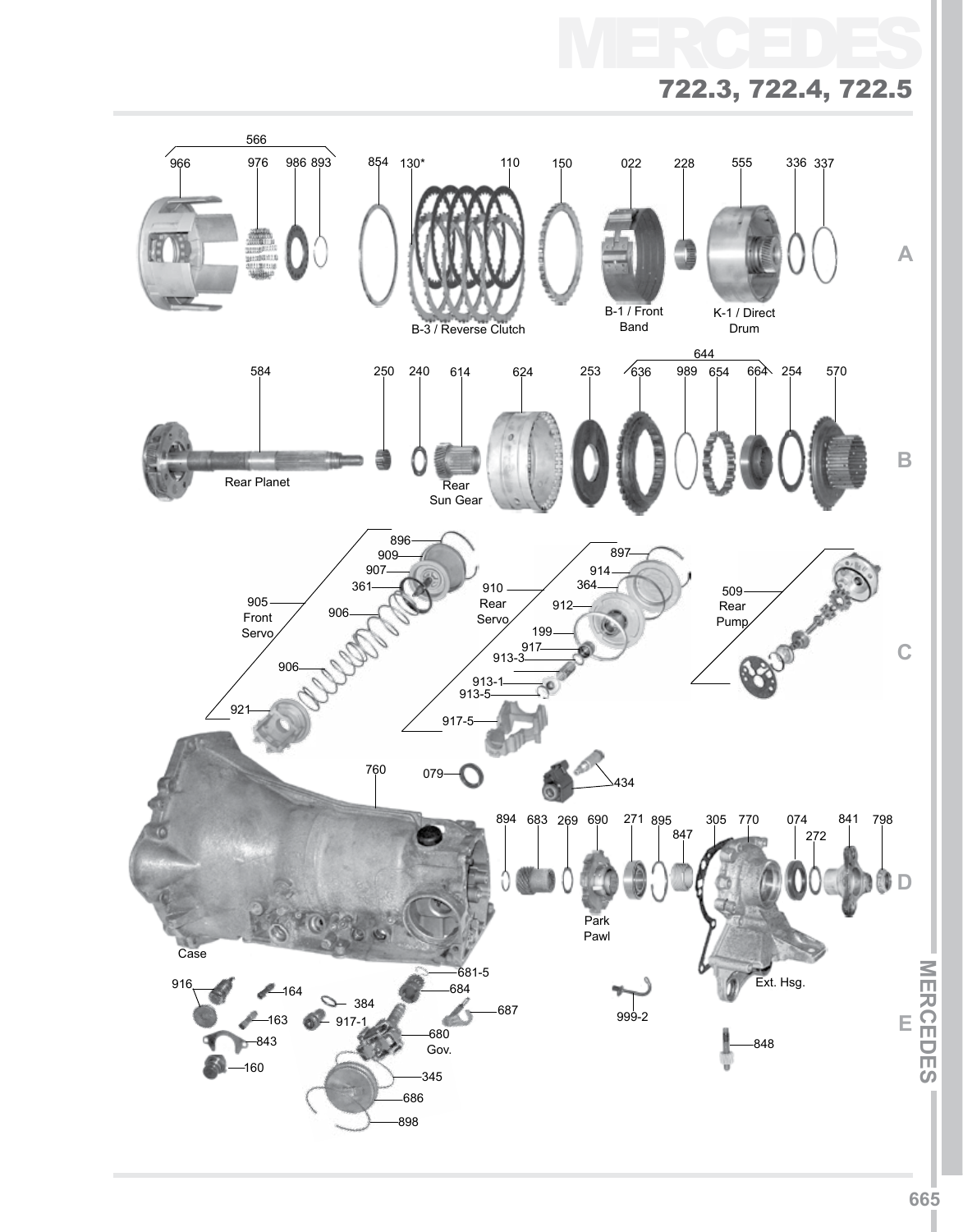# MERCEDES

## 722.3, 722.4, 722.5

**A**

566 — 966, 976, 986, 893

854, 130*, 110 — B-3 / Reverse Clutch

150

022 — B-1 / Front Band

228

555 — K-1 / Direct Drum

336, 337

**B**

584 — Rear Planet

250, 240

614 — Rear Sun Gear

624, 253

644 — 636, 989, 654, 664

254, 570

**C**

905 — Front Servo: 896, 909, 907, 361, 906, 906, 921

910 — Rear Servo: 897, 914, 364, 912, 199, 917, 913-3, 913-1, 913-5, 917-5

509 — Rear Pump

**D**

760 — Case

079, 434

894, 683, 269, 690 (Park Pawl), 271, 895, 847, 305, 770 (Ext. Hsg.), 074, 272, 841, 798

**E**

916, 164, 163, 843, 160

384, 917-1

681-5, 684, 687, 680 (Gov.), 345, 686, 898

999-2

848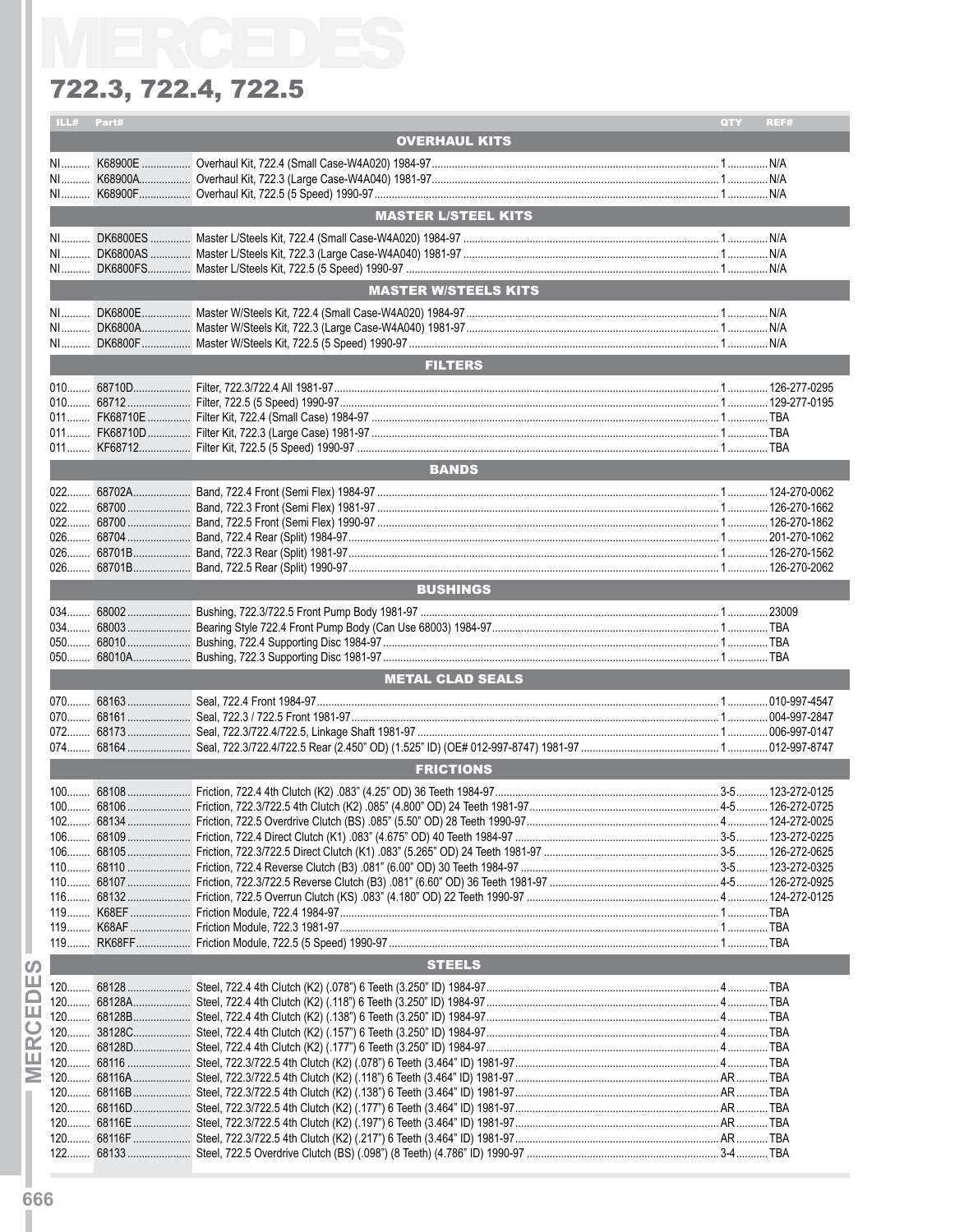# MERCEDES

## 722.3, 722.4, 722.5

| ILL# | Part# | | QTY | REF# |
|---|---|---|---|---|
| | | **OVERHAUL KITS** | | |
| NI | K68900E | Overhaul Kit, 722.4 (Small Case-W4A020) 1984-97 | 1 | N/A |
| NI | K68900A | Overhaul Kit, 722.3 (Large Case-W4A040) 1981-97 | 1 | N/A |
| NI | K68900F | Overhaul Kit, 722.5 (5 Speed) 1990-97 | 1 | N/A |
| | | **MASTER L/STEEL KITS** | | |
| NI | DK6800ES | Master L/Steels Kit, 722.4 (Small Case-W4A020) 1984-97 | 1 | N/A |
| NI | DK6800AS | Master L/Steels Kit, 722.3 (Large Case-W4A040) 1981-97 | 1 | N/A |
| NI | DK6800FS | Master L/Steels Kit, 722.5 (5 Speed) 1990-97 | 1 | N/A |
| | | **MASTER W/STEELS KITS** | | |
| NI | DK6800E | Master W/Steels Kit, 722.4 (Small Case-W4A020) 1984-97 | 1 | N/A |
| NI | DK6800A | Master W/Steels Kit, 722.3 (Large Case-W4A040) 1981-97 | 1 | N/A |
| NI | DK6800F | Master W/Steels Kit, 722.5 (5 Speed) 1990-97 | 1 | N/A |
| | | **FILTERS** | | |
| 010 | 68710D | Filter, 722.3/722.4 All 1981-97 | 1 | 126-277-0295 |
| 010 | 68712 | Filter, 722.5 (5 Speed) 1990-97 | 1 | 129-277-0195 |
| 011 | FK68710E | Filter Kit, 722.4 (Small Case) 1984-97 | 1 | TBA |
| 011 | FK68710D | Filter Kit, 722.3 (Large Case) 1981-97 | 1 | TBA |
| 011 | KF68712 | Filter Kit, 722.5 (5 Speed) 1990-97 | 1 | TBA |
| | | **BANDS** | | |
| 022 | 68702A | Band, 722.4 Front (Semi Flex) 1984-97 | 1 | 124-270-0062 |
| 022 | 68700 | Band, 722.3 Front (Semi Flex) 1981-97 | 1 | 126-270-1662 |
| 022 | 68700 | Band, 722.5 Front (Semi Flex) 1990-97 | 1 | 126-270-1862 |
| 026 | 68704 | Band, 722.4 Rear (Split) 1984-97 | 1 | 201-270-1662 |
| 026 | 68701B | Band, 722.3 Rear (Split) 1981-97 | 1 | 126-270-1562 |
| 026 | 68701B | Band, 722.5 Rear (Split) 1990-97 | 1 | 126-270-2062 |
| | | **BUSHINGS** | | |
| 034 | 68002 | Bushing, 722.3/722.5 Front Pump Body 1981-97 | 1 | 23009 |
| 034 | 68003 | Bearing Style 722.4 Front Pump Body (Can Use 68003) 1984-97 | 1 | TBA |
| 050 | 68010 | Bushing, 722.4 Supporting Disc 1984-97 | 1 | TBA |
| 050 | 68010A | Bushing, 722.3 Supporting Disc 1981-97 | 1 | TBA |
| | | **METAL CLAD SEALS** | | |
| 070 | 68163 | Seal, 722.4 Front 1984-97 | 1 | 010-997-4547 |
| 070 | 68161 | Seal, 722.3 / 722.5 Front 1981-97 | 1 | 004-997-2847 |
| 072 | 68173 | Seal, 722.3/722.4/722.5, Linkage Shaft 1981-97 | 1 | 006-997-0147 |
| 074 | 68164 | Seal, 722.3/722.4/722.5 Rear (2.450" OD) (1.525" ID) (OE# 012-997-8747) 1981-97 | 1 | 012-997-8747 |
| | | **FRICTIONS** | | |
| 100 | 68108 | Friction, 722.4 4th Clutch (K2) .083" (4.25" OD) 36 Teeth 1984-97 | 3-5 | 123-272-0125 |
| 100 | 68106 | Friction, 722.3/722.5 4th Clutch (K2) .085" (4.800" OD) 24 Teeth 1981-97 | 4-5 | 126-272-0725 |
| 102 | 68134 | Friction, 722.5 Overdrive Clutch (BS) .085" (5.50" OD) 28 Teeth 1990-97 | 4 | 124-272-0025 |
| 106 | 68109 | Friction, 722.4 Direct Clutch (K1) .083" (4.675" OD) 40 Teeth 1984-97 | 3-5 | 123-272-0225 |
| 106 | 68105 | Friction, 722.3/722.5 Direct Clutch (K1) .083" (5.265" OD) 24 Teeth 1981-97 | 3-5 | 126-272-0625 |
| 110 | 68110 | Friction, 722.4 Reverse Clutch (B3) .081" (6.00" OD) 30 Teeth 1984-97 | 3-5 | 123-272-0325 |
| 110 | 68107 | Friction, 722.3/722.5 Reverse Clutch (B3) .081" (6.60" OD) 36 Teeth 1981-97 | 4-5 | 126-272-0925 |
| 116 | 68132 | Friction, 722.5 Overrun Clutch (KS) .083" (4.180" OD) 22 Teeth 1990-97 | 4 | 124-272-0125 |
| 119 | K68EF | Friction Module, 722.4 1984-97 | 1 | TBA |
| 119 | K68AF | Friction Module, 722.3 1981-97 | 1 | TBA |
| 119 | RK68FF | Friction Module, 722.5 (5 Speed) 1990-97 | 1 | TBA |
| | | **STEELS** | | |
| 120 | 68128 | Steel, 722.4 4th Clutch (K2) (.078") 6 Teeth (3.250" ID) 1984-97 | 4 | TBA |
| 120 | 68128A | Steel, 722.4 4th Clutch (K2) (.118") 6 Teeth (3.250" ID) 1984-97 | 4 | TBA |
| 120 | 68128B | Steel, 722.4 4th Clutch (K2) (.138") 6 Teeth (3.250" ID) 1984-97 | 4 | TBA |
| 120 | 38128C | Steel, 722.4 4th Clutch (K2) (.157") 6 Teeth (3.250" ID) 1984-97 | 4 | TBA |
| 120 | 68128D | Steel, 722.4 4th Clutch (K2) (.177") 6 Teeth (3.250" ID) 1984-97 | 4 | TBA |
| 120 | 68116 | Steel, 722.3/722.5 4th Clutch (K2) (.078") 6 Teeth (3.464" ID) 1981-97 | 4 | TBA |
| 120 | 68116A | Steel, 722.3/722.5 4th Clutch (K2) (.118") 6 Teeth (3.464" ID) 1981-97 | AR | TBA |
| 120 | 68116B | Steel, 722.3/722.5 4th Clutch (K2) (.138") 6 Teeth (3.464" ID) 1981-97 | AR | TBA |
| 120 | 68116D | Steel, 722.3/722.5 4th Clutch (K2) (.177") 6 Teeth (3.464" ID) 1981-97 | AR | TBA |
| 120 | 68116E | Steel, 722.3/722.5 4th Clutch (K2) (.197") 6 Teeth (3.464" ID) 1981-97 | AR | TBA |
| 120 | 68116F | Steel, 722.3/722.5 4th Clutch (K2) (.217") 6 Teeth (3.464" ID) 1981-97 | AR | TBA |
| 122 | 68133 | Steel, 722.5 Overdrive Clutch (BS) (.098") (8 Teeth) (4.786" ID) 1990-97 | 3-4 | TBA |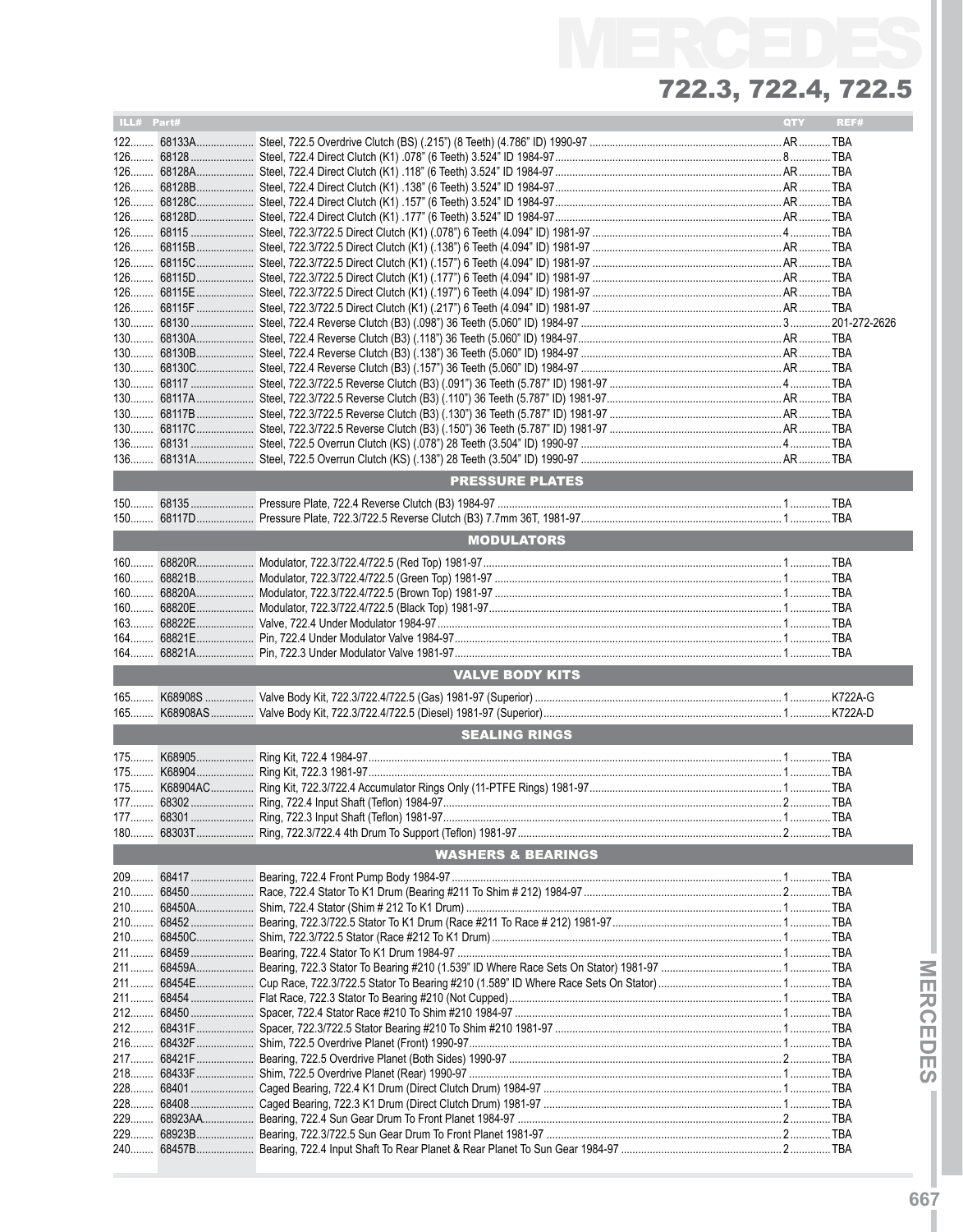# MERCEDES

## 722.3, 722.4, 722.5

| ILL# | Part# | | QTY | REF# |
|---|---|---|---|---|
| 122 | 68133A | Steel, 722.5 Overdrive Clutch (BS) (.215") (8 Teeth) (4.786" ID) 1990-97 | AR | TBA |
| 126 | 68128 | Steel, 722.4 Direct Clutch (K1) .078" (6 Teeth) 3.524" ID 1984-97 | 8 | TBA |
| 126 | 68128A | Steel, 722.4 Direct Clutch (K1) .118" (6 Teeth) 3.524" ID 1984-97 | AR | TBA |
| 126 | 68128B | Steel, 722.4 Direct Clutch (K1) .138" (6 Teeth) 3.524" ID 1984-97 | AR | TBA |
| 126 | 68128C | Steel, 722.4 Direct Clutch (K1) .157" (6 Teeth) 3.524" ID 1984-97 | AR | TBA |
| 126 | 68128D | Steel, 722.4 Direct Clutch (K1) .177" (6 Teeth) 3.524" ID 1984-97 | AR | TBA |
| 126 | 68115 | Steel, 722.3/722.5 Direct Clutch (K1) (.078") 6 Teeth (4.094" ID) 1981-97 | 4 | TBA |
| 126 | 68115B | Steel, 722.3/722.5 Direct Clutch (K1) (.138") 6 Teeth (4.094" ID) 1981-97 | AR | TBA |
| 126 | 68115C | Steel, 722.3/722.5 Direct Clutch (K1) (.157") 6 Teeth (4.094" ID) 1981-97 | AR | TBA |
| 126 | 68115D | Steel, 722.3/722.5 Direct Clutch (K1) (.177") 6 Teeth (4.094" ID) 1981-97 | AR | TBA |
| 126 | 68115E | Steel, 722.3/722.5 Direct Clutch (K1) (.197") 6 Teeth (4.094" ID) 1981-97 | AR | TBA |
| 126 | 68115F | Steel, 722.3/722.5 Direct Clutch (K1) (.217") 6 Teeth (4.094" ID) 1981-97 | AR | TBA |
| 130 | 68130 | Steel, 722.4 Reverse Clutch (B3) (.098") 36 Teeth (5.060" ID) 1984-97 | 3 | 201-272-2626 |
| 130 | 68130A | Steel, 722.4 Reverse Clutch (B3) (.118") 36 Teeth (5.060" ID) 1984-97 | AR | TBA |
| 130 | 68130B | Steel, 722.4 Reverse Clutch (B3) (.138") 36 Teeth (5.060" ID) 1984-97 | AR | TBA |
| 130 | 68130C | Steel, 722.4 Reverse Clutch (B3) (.157") 36 Teeth (5.060" ID) 1984-97 | AR | TBA |
| 130 | 68117 | Steel, 722.3/722.5 Reverse Clutch (B3) (.091") 36 Teeth (5.787" ID) 1981-97 | 4 | TBA |
| 130 | 68117A | Steel, 722.3/722.5 Reverse Clutch (B3) (.110") 36 Teeth (5.787" ID) 1981-97 | AR | TBA |
| 130 | 68117B | Steel, 722.3/722.5 Reverse Clutch (B3) (.130") 36 Teeth (5.787" ID) 1981-97 | AR | TBA |
| 130 | 68117C | Steel, 722.3/722.5 Reverse Clutch (B3) (.150") 36 Teeth (5.787" ID) 1981-97 | AR | TBA |
| 136 | 68131 | Steel, 722.5 Overrun Clutch (KS) (.078") 28 Teeth (3.504" ID) 1990-97 | 4 | TBA |
| 136 | 68131A | Steel, 722.5 Overrun Clutch (KS) (.138") 28 Teeth (3.504" ID) 1990-97 | AR | TBA |
| | | **PRESSURE PLATES** | | |
| 150 | 68135 | Pressure Plate, 722.4 Reverse Clutch (B3) 1984-97 | 1 | TBA |
| 150 | 68117D | Pressure Plate, 722.3/722.5 Reverse Clutch (B3) 7.7mm 36T, 1981-97 | 1 | TBA |
| | | **MODULATORS** | | |
| 160 | 68820R | Modulator, 722.3/722.4/722.5 (Red Top) 1981-97 | 1 | TBA |
| 160 | 68821B | Modulator, 722.3/722.4/722.5 (Green Top) 1981-97 | 1 | TBA |
| 160 | 68820A | Modulator, 722.3/722.4/722.5 (Brown Top) 1981-97 | 1 | TBA |
| 160 | 68820E | Modulator, 722.3/722.4/722.5 (Black Top) 1981-97 | 1 | TBA |
| 163 | 68822E | Valve, 722.4 Under Modulator 1984-97 | 1 | TBA |
| 164 | 68821E | Pin, 722.4 Under Modulator Valve 1984-97 | 1 | TBA |
| 164 | 68821A | Pin, 722.3 Under Modulator Valve 1981-97 | 1 | TBA |
| | | **VALVE BODY KITS** | | |
| 165 | K68908S | Valve Body Kit, 722.3/722.4/722.5 (Gas) 1981-97 (Superior) | 1 | K722A-G |
| 165 | K68908AS | Valve Body Kit, 722.3/722.4/722.5 (Diesel) 1981-97 (Superior) | 1 | K722A-D |
| | | **SEALING RINGS** | | |
| 175 | K68905 | Ring Kit, 722.4 1984-97 | 1 | TBA |
| 175 | K68904 | Ring Kit, 722.3 1981-97 | 1 | TBA |
| 175 | K68904AC | Ring Kit, 722.3/722.4 Accumulator Rings Only (11-PTFE Rings) 1981-97 | 1 | TBA |
| 177 | 68302 | Ring, 722.4 Input Shaft (Teflon) 1984-97 | 2 | TBA |
| 177 | 68301 | Ring, 722.3 Input Shaft (Teflon) 1981-97 | 1 | TBA |
| 180 | 68303T | Ring, 722.3/722.4 4th Drum To Support (Teflon) 1981-97 | 2 | TBA |
| | | **WASHERS & BEARINGS** | | |
| 209 | 68417 | Bearing, 722.4 Front Pump Body 1984-97 | 1 | TBA |
| 210 | 68450 | Race, 722.4 Stator To K1 Drum (Bearing #211 To Shim # 212) 1984-97 | 2 | TBA |
| 210 | 68450A | Shim, 722.4 Stator (Shim # 212 To K1 Drum) | 1 | TBA |
| 210 | 68452 | Bearing, 722.3/722.5 Stator To K1 Drum (Race #211 To Race # 212) 1981-97 | 1 | TBA |
| 210 | 68450C | Shim, 722.3/722.5 Stator (Race #212 To K1 Drum) | 1 | TBA |
| 211 | 68459 | Bearing, 722.4 Stator To K1 Drum 1984-97 | 1 | TBA |
| 211 | 68459A | Bearing, 722.3 Stator To Bearing #210 (1.539" ID Where Race Sets On Stator) 1981-97 | 1 | TBA |
| 211 | 68454E | Cup Race, 722.3/722.5 Stator To Bearing #210 (1.589" ID Where Race Sets On Stator) | 1 | TBA |
| 211 | 68454 | Flat Race, 722.3 Stator To Bearing #210 (Not Cupped) | 1 | TBA |
| 212 | 68450 | Spacer, 722.4 Stator Race #210 To Shim #210 1984-97 | 1 | TBA |
| 212 | 68431F | Spacer, 722.3/722.5 Stator Bearing #210 To Shim #210 1981-97 | 1 | TBA |
| 216 | 68432F | Shim, 722.5 Overdrive Planet (Front) 1990-97 | 1 | TBA |
| 217 | 68421F | Bearing, 722.5 Overdrive Planet (Both Sides) 1990-97 | 2 | TBA |
| 218 | 68433F | Shim, 722.5 Overdrive Planet (Rear) 1990-97 | 1 | TBA |
| 228 | 68401 | Caged Bearing, 722.4 K1 Drum (Direct Clutch Drum) 1984-97 | 1 | TBA |
| 228 | 68408 | Caged Bearing, 722.3 K1 Drum (Direct Clutch Drum) 1981-97 | 1 | TBA |
| 229 | 68923AA | Bearing, 722.4 Sun Gear Drum To Front Planet 1984-97 | 2 | TBA |
| 229 | 68923B | Bearing, 722.3/722.5 Sun Gear Drum To Front Planet 1981-97 | 2 | TBA |
| 240 | 68457B | Bearing, 722.4 Input Shaft To Rear Planet & Rear Planet To Sun Gear 1984-97 | 2 | TBA |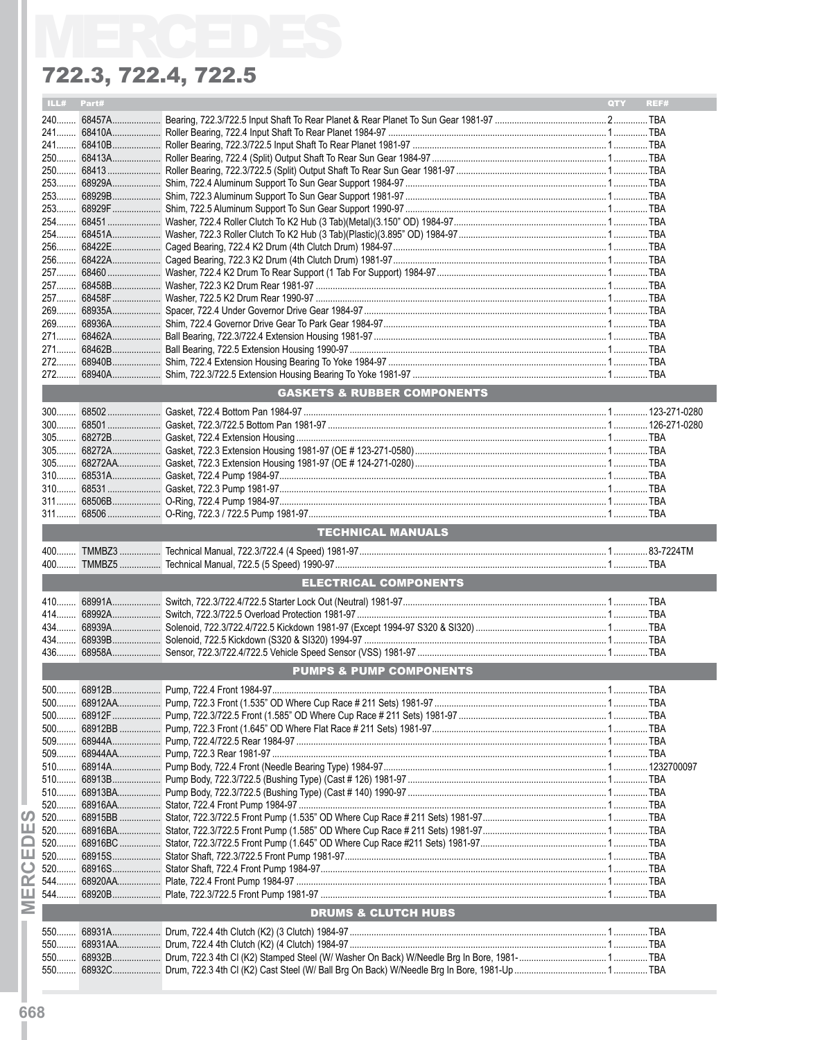# MERCEDES

## 722.3, 722.4, 722.5

| ILL# | Part# | Description | QTY | REF# |
|---|---|---|---|---|
| 240 | 68457A | Bearing, 722.3/722.5 Input Shaft To Rear Planet & Rear Planet To Sun Gear 1981-97 | 2 | TBA |
| 241 | 68410A | Roller Bearing, 722.4 Input Shaft To Rear Planet 1984-97 | 1 | TBA |
| 241 | 68410B | Roller Bearing, 722.3/722.5 Input Shaft To Rear Planet 1981-97 | 1 | TBA |
| 250 | 68413A | Roller Bearing, 722.4 (Split) Output Shaft To Rear Sun Gear 1984-97 | 1 | TBA |
| 250 | 68413 | Roller Bearing, 722.3/722.5 (Split) Output Shaft To Rear Sun Gear 1981-97 | 1 | TBA |
| 253 | 68929A | Shim, 722.4 Aluminum Support To Sun Gear Support 1984-97 | 1 | TBA |
| 253 | 68929B | Shim, 722.3 Aluminum Support To Sun Gear Support 1981-97 | 1 | TBA |
| 253 | 68929F | Shim, 722.5 Aluminum Support To Sun Gear Support 1990-97 | 1 | TBA |
| 254 | 68451 | Washer, 722.4 Roller Clutch To K2 Hub (3 Tab)(Metal)(3.150" OD) 1984-97 | 1 | TBA |
| 254 | 68451A | Washer, 722.3 Roller Clutch To K2 Hub (3 Tab)(Plastic)(3.895" OD) 1984-97 | 1 | TBA |
| 256 | 68422E | Caged Bearing, 722.4 K2 Drum (4th Clutch Drum) 1984-97 | 1 | TBA |
| 256 | 68422A | Caged Bearing, 722.3 K2 Drum (4th Clutch Drum) 1981-97 | 1 | TBA |
| 257 | 68460 | Washer, 722.4 K2 Drum To Rear Support (1 Tab For Support) 1984-97 | 1 | TBA |
| 257 | 68458B | Washer, 722.3 K2 Drum Rear 1981-97 | 1 | TBA |
| 257 | 68458F | Washer, 722.5 K2 Drum Rear 1990-97 | 1 | TBA |
| 269 | 68935A | Spacer, 722.4 Under Governor Drive Gear 1984-97 | 1 | TBA |
| 269 | 68936A | Shim, 722.4 Governor Drive Gear To Park Gear 1984-97 | 1 | TBA |
| 271 | 68462A | Ball Bearing, 722.3/722.4 Extension Housing 1981-97 | 1 | TBA |
| 271 | 68462B | Ball Bearing, 722.5 Extension Housing 1990-97 | 1 | TBA |
| 272 | 68940B | Shim, 722.4 Extension Housing Bearing To Yoke 1984-97 | 1 | TBA |
| 272 | 68940A | Shim, 722.3/722.5 Extension Housing Bearing To Yoke 1981-97 | 1 | TBA |
| | | **GASKETS & RUBBER COMPONENTS** | | |
| 300 | 68502 | Gasket, 722.4 Bottom Pan 1984-97 | 1 | 123-271-0280 |
| 300 | 68501 | Gasket, 722.3/722.5 Bottom Pan 1981-97 | 1 | 126-271-0280 |
| 305 | 68272B | Gasket, 722.4 Extension Housing | 1 | TBA |
| 305 | 68272A | Gasket, 722.3 Extension Housing 1981-97 (OE # 123-271-0580) | 1 | TBA |
| 305 | 68272AA | Gasket, 722.3 Extension Housing 1981-97 (OE # 124-271-0280) | 1 | TBA |
| 310 | 68531A | Gasket, 722.4 Pump 1984-97 | 1 | TBA |
| 310 | 68531 | Gasket, 722.3 Pump 1981-97 | 1 | TBA |
| 311 | 68506B | O-Ring, 722.4 Pump 1984-97 | 1 | TBA |
| 311 | 68506 | O-Ring, 722.3 / 722.5 Pump 1981-97 | 1 | TBA |
| | | **TECHNICAL MANUALS** | | |
| 400 | TMMBZ3 | Technical Manual, 722.3/722.4 (4 Speed) 1981-97 | 1 | 83-7224TM |
| 400 | TMMBZ5 | Technical Manual, 722.5 (5 Speed) 1990-97 | 1 | TBA |
| | | **ELECTRICAL COMPONENTS** | | |
| 410 | 68991A | Switch, 722.3/722.4/722.5 Starter Lock Out (Neutral) 1981-97 | 1 | TBA |
| 414 | 68992A | Switch, 722.3/722.5 Overload Protection 1981-97 | 1 | TBA |
| 434 | 68939A | Solenoid, 722.3/722.4/722.5 Kickdown 1981-97 (Except 1994-97 S320 & SI320) | 1 | TBA |
| 434 | 68939B | Solenoid, 722.5 Kickdown (S320 & SI320) 1994-97 | 1 | TBA |
| 436 | 68958A | Sensor, 722.3/722.4/722.5 Vehicle Speed Sensor (VSS) 1981-97 | 1 | TBA |
| | | **PUMPS & PUMP COMPONENTS** | | |
| 500 | 68912B | Pump, 722.4 Front 1984-97 | 1 | TBA |
| 500 | 68912AA | Pump, 722.3 Front (1.535" OD Where Cup Race # 211 Sets) 1981-97 | 1 | TBA |
| 500 | 68912F | Pump, 722.3/722.5 Front (1.585" OD Where Cup Race # 211 Sets) 1981-97 | 1 | TBA |
| 500 | 68912BB | Pump, 722.3 Front (1.645" OD Where Flat Race # 211 Sets) 1981-97 | 1 | TBA |
| 509 | 68944A | Pump, 722.4/722.5 Rear 1984-97 | 1 | TBA |
| 509 | 68944AA | Pump, 722.3 Rear 1981-97 | 1 | TBA |
| 510 | 68914A | Pump Body, 722.4 Front (Needle Bearing Type) 1984-97 | 1 | 1232700097 |
| 510 | 68913B | Pump Body, 722.3/722.5 (Bushing Type) (Cast # 126) 1981-97 | 1 | TBA |
| 510 | 68913BA | Pump Body, 722.3/722.5 (Bushing Type) (Cast # 140) 1990-97 | 1 | TBA |
| 520 | 68916AA | Stator, 722.4 Front Pump 1984-97 | 1 | TBA |
| 520 | 68915BB | Stator, 722.3/722.5 Front Pump (1.535" OD Where Cup Race # 211 Sets) 1981-97 | 1 | TBA |
| 520 | 68916BA | Stator, 722.3/722.5 Front Pump (1.585" OD Where Cup Race # 211 Sets) 1981-97 | 1 | TBA |
| 520 | 68916BC | Stator, 722.3/722.5 Front Pump (1.645" OD Where Cup Race #211 Sets) 1981-97 | 1 | TBA |
| 520 | 68915S | Stator Shaft, 722.3/722.5 Front Pump 1981-97 | 1 | TBA |
| 520 | 68916S | Stator Shaft, 722.4 Front Pump 1984-97 | 1 | TBA |
| 544 | 68920AA | Plate, 722.4 Front Pump 1984-97 | 1 | TBA |
| 544 | 68920B | Plate, 722.3/722.5 Front Pump 1981-97 | 1 | TBA |
| | | **DRUMS & CLUTCH HUBS** | | |
| 550 | 68931A | Drum, 722.4 4th Clutch (K2) (3 Clutch) 1984-97 | 1 | TBA |
| 550 | 68931AA | Drum, 722.4 4th Clutch (K2) (4 Clutch) 1984-97 | 1 | TBA |
| 550 | 68932B | Drum, 722.3 4th Cl (K2) Stamped Steel (W/ Washer On Back) W/Needle Brg In Bore, 1981- | 1 | TBA |
| 550 | 68932C | Drum, 722.3 4th Cl (K2) Cast Steel (W/ Ball Brg On Back) W/Needle Brg In Bore, 1981-Up | 1 | TBA |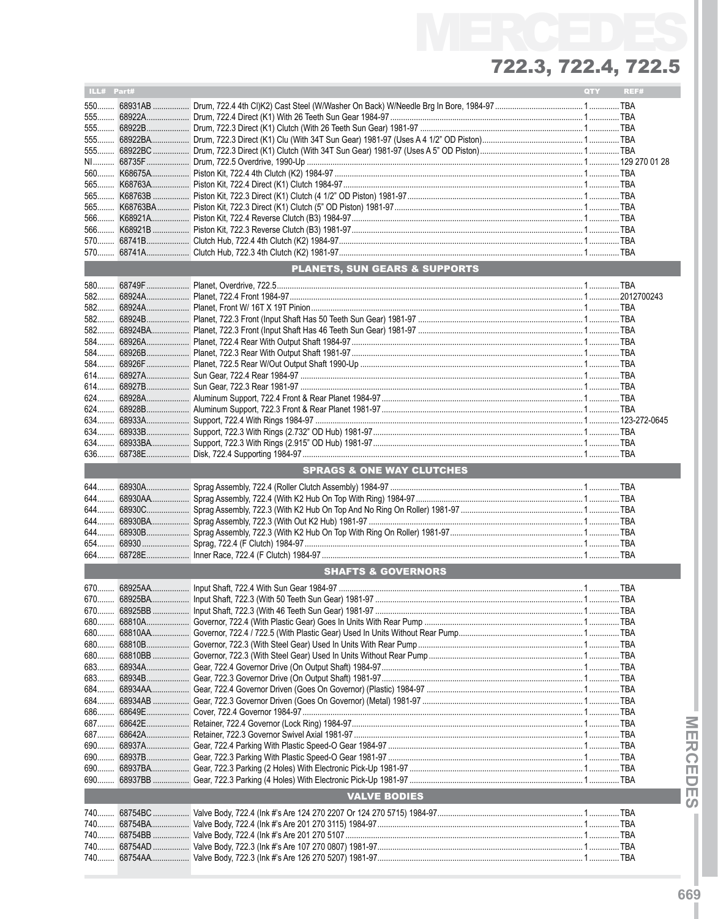# MERCEDES

## 722.3, 722.4, 722.5

| ILL# | Part# | | QTY | REF# |
|---|---|---|---|---|
| 550 | 68931AB | Drum, 722.4 4th Cl)K2) Cast Steel (W/Washer On Back) W/Needle Brg In Bore, 1984-97 | 1 | TBA |
| 555 | 68922A | Drum, 722.4 Direct (K1) With 26 Teeth Sun Gear 1984-97 | 1 | TBA |
| 555 | 68922B | Drum, 722.3 Direct (K1) Clutch (With 26 Teeth Sun Gear) 1981-97 | 1 | TBA |
| 555 | 68922BA | Drum, 722.3 Direct (K1) Clu (With 34T Sun Gear) 1981-97 (Uses A 4 1/2" OD Piston) | 1 | TBA |
| 555 | 68922BC | Drum, 722.3 Direct (K1) Clutch (With 34T Sun Gear) 1981-97 (Uses A 5" OD Piston) | 1 | TBA |
| NI | 68735F | Drum, 722.5 Overdrive, 1990-Up | 1 | 129 270 01 28 |
| 560 | K68675A | Piston Kit, 722.4 4th Clutch (K2) 1984-97 | 1 | TBA |
| 565 | K68763A | Piston Kit, 722.4 Direct (K1) Clutch 1984-97 | 1 | TBA |
| 565 | K68763B | Piston Kit, 722.3 Direct (K1) Clutch (4 1/2" OD Piston) 1981-97 | 1 | TBA |
| 565 | K68763BA | Piston Kit, 722.3 Direct (K1) Clutch (5" OD Piston) 1981-97 | 1 | TBA |
| 566 | K68921A | Piston Kit, 722.4 Reverse Clutch (B3) 1984-97 | 1 | TBA |
| 566 | K68921B | Piston Kit, 722.3 Reverse Clutch (B3) 1981-97 | 1 | TBA |
| 570 | 68741B | Clutch Hub, 722.4 4th Clutch (K2) 1984-97 | 1 | TBA |
| 570 | 68741A | Clutch Hub, 722.3 4th Clutch (K2) 1981-97 | 1 | TBA |
| | | **PLANETS, SUN GEARS & SUPPORTS** | | |
| 580 | 68749F | Planet, Overdrive, 722.5 | 1 | TBA |
| 582 | 68924A | Planet, 722.4 Front 1984-97 | 1 | 2012700243 |
| 582 | 68924A | Planet, Front W/ 16T X 19T Pinion | 1 | TBA |
| 582 | 68924B | Planet, 722.3 Front (Input Shaft Has 50 Teeth Sun Gear) 1981-97 | 1 | TBA |
| 582 | 68924BA | Planet, 722.3 Front (Input Shaft Has 46 Teeth Sun Gear) 1981-97 | 1 | TBA |
| 584 | 68926A | Planet, 722.4 Rear With Output Shaft 1984-97 | 1 | TBA |
| 584 | 68926B | Planet, 722.3 Rear With Output Shaft 1981-97 | 1 | TBA |
| 584 | 68926F | Planet, 722.5 Rear W/Out Output Shaft 1990-Up | 1 | TBA |
| 614 | 68927A | Sun Gear, 722.4 Rear 1984-97 | 1 | TBA |
| 614 | 68927B | Sun Gear, 722.3 Rear 1981-97 | 1 | TBA |
| 624 | 68928A | Aluminum Support, 722.4 Front & Rear Planet 1984-97 | 1 | TBA |
| 624 | 68928B | Aluminum Support, 722.3 Front & Rear Planet 1981-97 | 1 | TBA |
| 634 | 68933A | Support, 722.4 With Rings 1984-97 | 1 | 123-272-0645 |
| 634 | 68933B | Support, 722.3 With Rings (2.732" OD Hub) 1981-97 | 1 | TBA |
| 634 | 68933BA | Support, 722.3 With Rings (2.915" OD Hub) 1981-97 | 1 | TBA |
| 636 | 68738E | Disk, 722.4 Supporting 1984-97 | 1 | TBA |
| | | **SPRAGS & ONE WAY CLUTCHES** | | |
| 644 | 68930A | Sprag Assembly, 722.4 (Roller Clutch Assembly) 1984-97 | 1 | TBA |
| 644 | 68930AA | Sprag Assembly, 722.4 (With K2 Hub On Top With Ring) 1984-97 | 1 | TBA |
| 644 | 68930C | Sprag Assembly, 722.3 (With K2 Hub On Top And No Ring On Roller) 1981-97 | 1 | TBA |
| 644 | 68930BA | Sprag Assembly, 722.3 (With Out K2 Hub) 1981-97 | 1 | TBA |
| 644 | 68930B | Sprag Assembly, 722.3 (With K2 Hub On Top With Ring On Roller) 1981-97 | 1 | TBA |
| 654 | 68930 | Sprag, 722.4 (F Clutch) 1984-97 | 1 | TBA |
| 664 | 68728E | Inner Race, 722.4 (F Clutch) 1984-97 | 1 | TBA |
| | | **SHAFTS & GOVERNORS** | | |
| 670 | 68925AA | Input Shaft, 722.4 With Sun Gear 1984-97 | 1 | TBA |
| 670 | 68925BA | Input Shaft, 722.3 (With 50 Teeth Sun Gear) 1981-97 | 1 | TBA |
| 670 | 68925BB | Input Shaft, 722.3 (With 46 Teeth Sun Gear) 1981-97 | 1 | TBA |
| 680 | 68810A | Governor, 722.4 (With Plastic Gear) Goes In Units With Rear Pump | 1 | TBA |
| 680 | 68810AA | Governor, 722.4 / 722.5 (With Plastic Gear) Used In Units Without Rear Pump | 1 | TBA |
| 680 | 68810B | Governor, 722.3 (With Steel Gear) Used In Units With Rear Pump | 1 | TBA |
| 680 | 68810BB | Governor, 722.3 (With Steel Gear) Used In Units Without Rear Pump | 1 | TBA |
| 683 | 68934A | Gear, 722.4 Governor Drive (On Output Shaft) 1984-97 | 1 | TBA |
| 683 | 68934B | Gear, 722.3 Governor Drive (On Output Shaft) 1981-97 | 1 | TBA |
| 684 | 68934AA | Gear, 722.4 Governor Driven (Goes On Governor) (Plastic) 1984-97 | 1 | TBA |
| 684 | 68934AB | Gear, 722.3 Governor Driven (Goes On Governor) (Metal) 1981-97 | 1 | TBA |
| 686 | 68649E | Cover, 722.4 Governor 1984-97 | 1 | TBA |
| 687 | 68642E | Retainer, 722.4 Governor (Lock Ring) 1984-97 | 1 | TBA |
| 687 | 68642A | Retainer, 722.3 Governor Swivel Axial 1981-97 | 1 | TBA |
| 690 | 68937A | Gear, 722.4 Parking With Plastic Speed-O Gear 1984-97 | 1 | TBA |
| 690 | 68937B | Gear, 722.3 Parking With Plastic Speed-O Gear 1981-97 | 1 | TBA |
| 690 | 68937BA | Gear, 722.3 Parking (2 Holes) With Electronic Pick-Up 1981-97 | 1 | TBA |
| 690 | 68937BB | Gear, 722.3 Parking (4 Holes) With Electronic Pick-Up 1981-97 | 1 | TBA |
| | | **VALVE BODIES** | | |
| 740 | 68754BC | Valve Body, 722.4 (Ink #'s Are 124 270 2207 Or 124 270 5715) 1984-97 | 1 | TBA |
| 740 | 68754BA | Valve Body, 722.4 (Ink #'s Are 201 270 3115) 1984-97 | 1 | TBA |
| 740 | 68754BB | Valve Body, 722.4 (Ink #'s Are 201 270 5107 | 1 | TBA |
| 740 | 68754AD | Valve Body, 722.3 (Ink #'s Are 107 270 0807) 1981-97 | 1 | TBA |
| 740 | 68754AA | Valve Body, 722.3 (Ink #'s Are 126 270 5207) 1981-97 | 1 | TBA |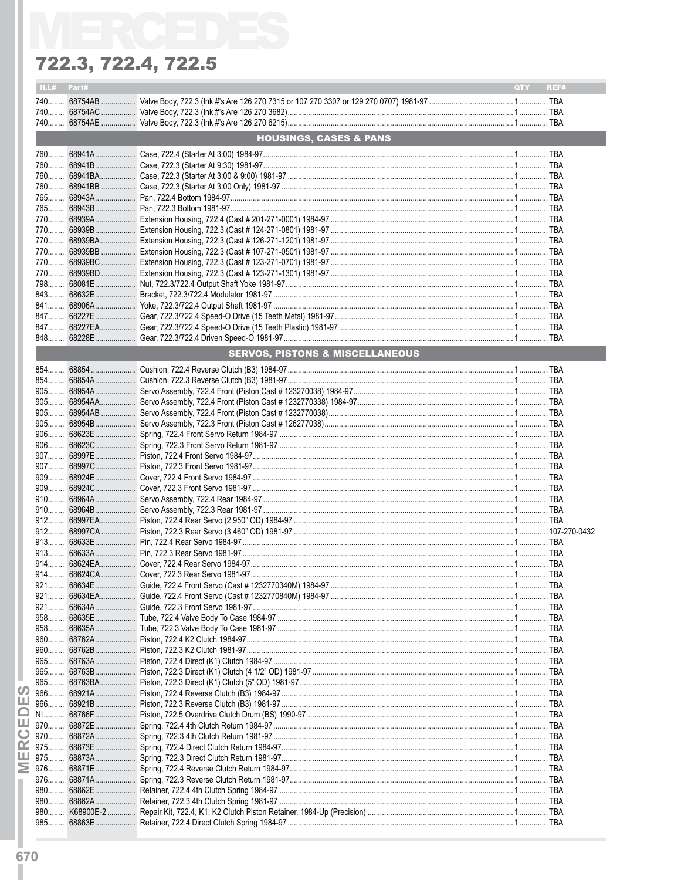# 722.3, 722.4, 722.5

| ILL# | Part# | | QTY | REF# |
|---|---|---|---|---|
| 740 | 68754AB | Valve Body, 722.3 (Ink #'s Are 126 270 7315 or 107 270 3307 or 129 270 0707) 1981-97 | 1 | TBA |
| 740 | 68754AC | Valve Body, 722.3 (Ink #'s Are 126 270 3682) | 1 | TBA |
| 740 | 68754AE | Valve Body, 722.3 (Ink #'s Are 126 270 6215) | 1 | TBA |
| | | **HOUSINGS, CASES & PANS** | | |
| 760 | 68941A | Case, 722.4 (Starter At 3:00) 1984-97 | 1 | TBA |
| 760 | 68941B | Case, 722.3 (Starter At 9:30) 1981-97 | 1 | TBA |
| 760 | 68941BA | Case, 722.3 (Starter At 3:00 & 9:00) 1981-97 | 1 | TBA |
| 760 | 68941BB | Case, 722.3 (Starter At 3:00 Only) 1981-97 | 1 | TBA |
| 765 | 68943A | Pan, 722.4 Bottom 1984-97 | 1 | TBA |
| 765 | 68943B | Pan, 722.3 Bottom 1981-97 | 1 | TBA |
| 770 | 68939A | Extension Housing, 722.4 (Cast # 201-271-0001) 1984-97 | 1 | TBA |
| 770 | 68939B | Extension Housing, 722.3 (Cast # 124-271-0801) 1981-97 | 1 | TBA |
| 770 | 68939BA | Extension Housing, 722.3 (Cast # 126-271-1201) 1981-97 | 1 | TBA |
| 770 | 68939BB | Extension Housing, 722.3 (Cast # 107-271-0501) 1981-97 | 1 | TBA |
| 770 | 68939BC | Extension Housing, 722.3 (Cast # 123-271-0701) 1981-97 | 1 | TBA |
| 770 | 68939BD | Extension Housing, 722.3 (Cast # 123-271-1301) 1981-97 | 1 | TBA |
| 798 | 68081E | Nut, 722.3/722.4 Output Shaft Yoke 1981-97 | 1 | TBA |
| 843 | 68632E | Bracket, 722.3/722.4 Modulator 1981-97 | 1 | TBA |
| 841 | 68906A | Yoke, 722.3/722.4 Output Shaft 1981-97 | 1 | TBA |
| 847 | 68227E | Gear, 722.3/722.4 Speed-O Drive (15 Teeth Metal) 1981-97 | 1 | TBA |
| 847 | 68227EA | Gear, 722.3/722.4 Speed-O Drive (15 Teeth Plastic) 1981-97 | 1 | TBA |
| 848 | 68228E | Gear, 722.3/722.4 Driven Speed-O 1981-97 | 1 | TBA |
| | | **SERVOS, PISTONS & MISCELLANEOUS** | | |
| 854 | 68854 | Cushion, 722.4 Reverse Clutch (B3) 1984-97 | 1 | TBA |
| 854 | 68854A | Cushion, 722.3 Reverse Clutch (B3) 1981-97 | 1 | TBA |
| 905 | 68954A | Servo Assembly, 722.4 Front (Piston Cast # 123270038) 1984-97 | 1 | TBA |
| 905 | 68954AA | Servo Assembly, 722.4 Front (Piston Cast # 1232770338) 1984-97 | 1 | TBA |
| 905 | 68954AB | Servo Assembly, 722.4 Front (Piston Cast # 1232770038) | 1 | TBA |
| 905 | 68954B | Servo Assembly, 722.3 Front (Piston Cast # 126277038) | 1 | TBA |
| 906 | 68623E | Spring, 722.4 Front Servo Return 1984-97 | 1 | TBA |
| 906 | 68623C | Spring, 722.3 Front Servo Return 1981-97 | 1 | TBA |
| 907 | 68997E | Piston, 722.4 Front Servo 1984-97 | 1 | TBA |
| 907 | 68997C | Piston, 722.3 Front Servo 1981-97 | 1 | TBA |
| 909 | 68924E | Cover, 722.4 Front Servo 1984-97 | 1 | TBA |
| 909 | 68924C | Cover, 722.3 Front Servo 1981-97 | 1 | TBA |
| 910 | 68964A | Servo Assembly, 722.4 Rear 1984-97 | 1 | TBA |
| 910 | 68964B | Servo Assembly, 722.3 Rear 1981-97 | 1 | TBA |
| 912 | 68997EA | Piston, 722.4 Rear Servo (2.950" OD) 1984-97 | 1 | TBA |
| 912 | 68997CA | Piston, 722.3 Rear Servo (3.460" OD) 1981-97 | 1 | 107-270-0432 |
| 913 | 68633E | Pin, 722.4 Rear Servo 1984-97 | 1 | TBA |
| 913 | 68633A | Pin, 722.3 Rear Servo 1981-97 | 1 | TBA |
| 914 | 68624EA | Cover, 722.4 Rear Servo 1984-97 | 1 | TBA |
| 914 | 68624CA | Cover, 722.3 Rear Servo 1981-97 | 1 | TBA |
| 921 | 68634E | Guide, 722.4 Front Servo (Cast # 1232770340M) 1984-97 | 1 | TBA |
| 921 | 68634EA | Guide, 722.4 Front Servo (Cast # 1232770840M) 1984-97 | 1 | TBA |
| 921 | 68634A | Guide, 722.3 Front Servo 1981-97 | 1 | TBA |
| 958 | 68635E | Tube, 722.4 Valve Body To Case 1984-97 | 1 | TBA |
| 958 | 68635A | Tube, 722.3 Valve Body To Case 1981-97 | 1 | TBA |
| 960 | 68762A | Piston, 722.4 K2 Clutch 1984-97 | 1 | TBA |
| 960 | 68762B | Piston, 722.3 K2 Clutch 1981-97 | 1 | TBA |
| 965 | 68763A | Piston, 722.4 Direct (K1) Clutch 1984-97 | 1 | TBA |
| 965 | 68763B | Piston, 722.3 Direct (K1) Clutch (4 1/2" OD) 1981-97 | 1 | TBA |
| 965 | 68763BA | Piston, 722.3 Direct (K1) Clutch (5" OD) 1981-97 | 1 | TBA |
| 966 | 68921A | Piston, 722.4 Reverse Clutch (B3) 1984-97 | 1 | TBA |
| 966 | 68921B | Piston, 722.3 Reverse Clutch (B3) 1981-97 | 1 | TBA |
| NI | 68766F | Piston, 722.5 Overdrive Clutch Drum (BS) 1990-97 | 1 | TBA |
| 970 | 68872E | Spring, 722.4 4th Clutch Return 1984-97 | 1 | TBA |
| 970 | 68872A | Spring, 722.3 4th Clutch Return 1981-97 | 1 | TBA |
| 975 | 68873E | Spring, 722.4 Direct Clutch Return 1984-97 | 1 | TBA |
| 975 | 68873A | Spring, 722.3 Direct Clutch Return 1981-97 | 1 | TBA |
| 976 | 68871E | Spring, 722.4 Reverse Clutch Return 1984-97 | 1 | TBA |
| 976 | 68871A | Spring, 722.3 Reverse Clutch Return 1981-97 | 1 | TBA |
| 980 | 68862E | Retainer, 722.4 4th Clutch Spring 1984-97 | 1 | TBA |
| 980 | 68862A | Retainer, 722.3 4th Clutch Spring 1981-97 | 1 | TBA |
| 980 | K68900E-2 | Repair Kit, 722.4, K1, K2 Clutch Piston Retainer, 1984-Up (Precision) | 1 | TBA |
| 985 | 68863E | Retainer, 722.4 Direct Clutch Spring 1984-97 | 1 | TBA |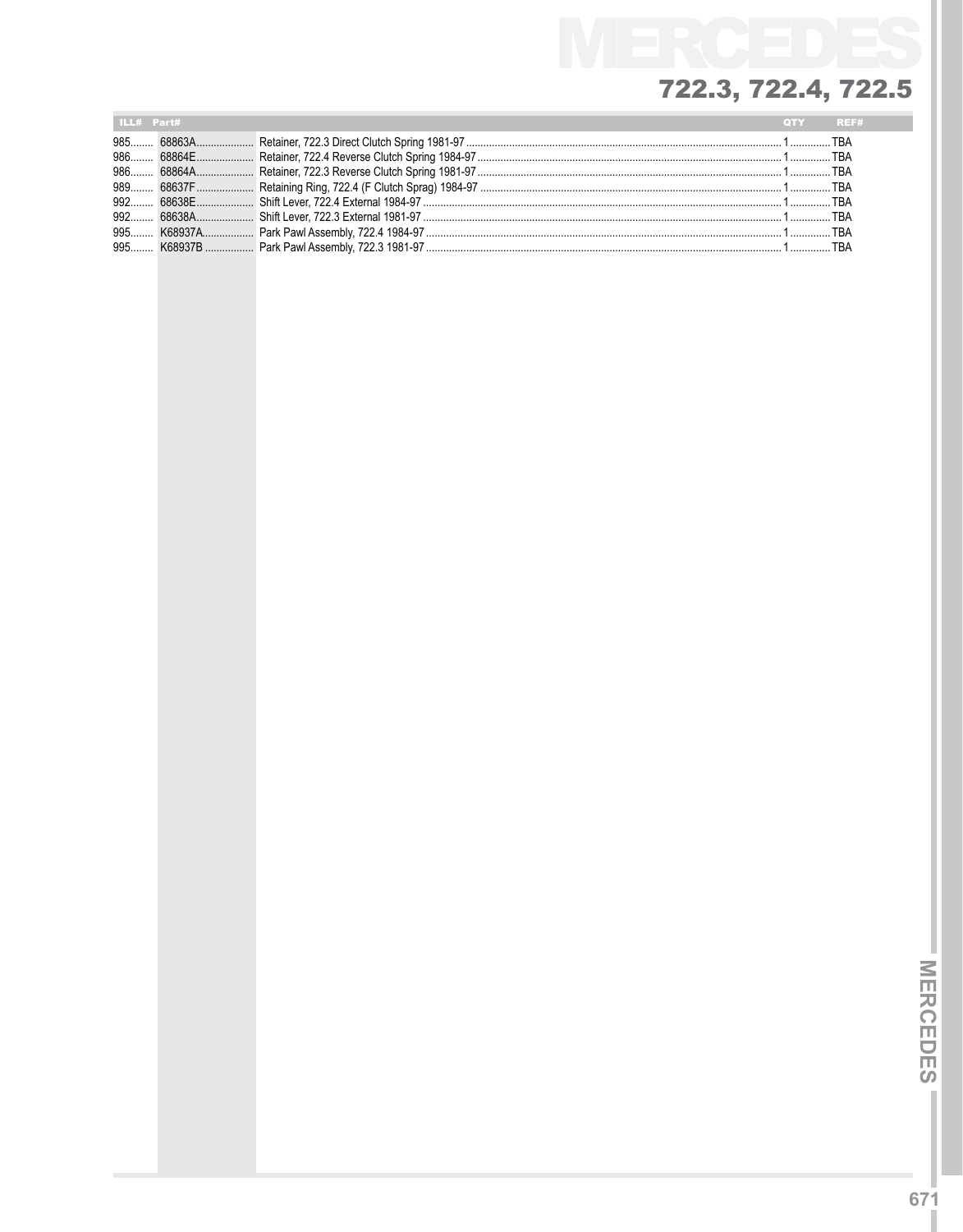# MERCEDES

## 722.3, 722.4, 722.5

| ILL# | Part# | | QTY | REF# |
|---|---|---|---|---|
| 985 | 68863A | Retainer, 722.3 Direct Clutch Spring 1981-97 | 1 | TBA |
| 986 | 68864E | Retainer, 722.4 Reverse Clutch Spring 1984-97 | 1 | TBA |
| 986 | 68864A | Retainer, 722.3 Reverse Clutch Spring 1981-97 | 1 | TBA |
| 989 | 68637F | Retaining Ring, 722.4 (F Clutch Sprag) 1984-97 | 1 | TBA |
| 992 | 68638E | Shift Lever, 722.4 External 1984-97 | 1 | TBA |
| 992 | 68638A | Shift Lever, 722.3 External 1981-97 | 1 | TBA |
| 995 | K68937A | Park Pawl Assembly, 722.4 1984-97 | 1 | TBA |
| 995 | K68937B | Park Pawl Assembly, 722.3 1981-97 | 1 | TBA |